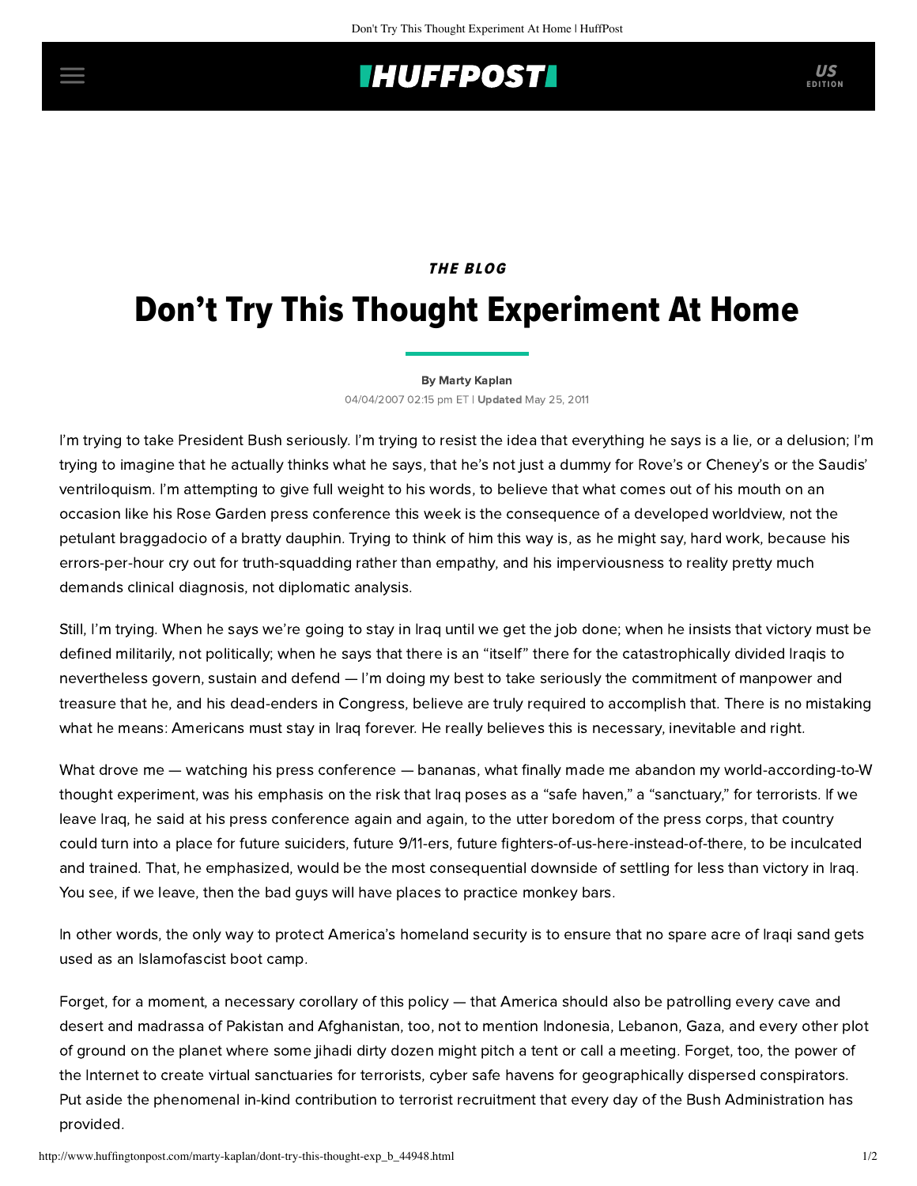*THE BLOG*

# Don't Try This Thought Experiment At Home

By Marty Kaplan

04/04/2007 02:15 pm ET | **Updated** May 25, 2011

I'm trying to take President Bush seriously. I'm trying to resist the idea that everything he says is a lie, or a delusion; I'm trying to imagine that he actually thinks what he says, that he's not just a dummy for Rove's or Cheney's or the Saudis' ventriloquism. I'm attempting to give full weight to his words, to believe that what comes out of his mouth on an occasion like his Rose Garden press conference this week is the consequence of a developed worldview, not the petulant braggadocio of a bratty dauphin. Trying to think of him this way is, as he might say, hard work, because his errors-per-hour cry out for truth-squadding rather than empathy, and his imperviousness to reality pretty much demands clinical diagnosis, not diplomatic analysis.

Still, I'm trying. When he says we're going to stay in Iraq until we get the job done; when he insists that victory must be defined militarily, not politically; when he says that there is an "itself" there for the catastrophically divided Iraqis to nevertheless govern, sustain and defend — I'm doing my best to take seriously the commitment of manpower and treasure that he, and his dead-enders in Congress, believe are truly required to accomplish that. There is no mistaking what he means: Americans must stay in Iraq forever. He really believes this is necessary, inevitable and right.

What drove me — watching his press conference — bananas, what finally made me abandon my world-according-to-W thought experiment, was his emphasis on the risk that Iraq poses as a "safe haven," a "sanctuary," for terrorists. If we leave Iraq, he said at his press conference again and again, to the utter boredom of the press corps, that country could turn into a place for future suiciders, future 9/11-ers, future fighters-of-us-here-instead-of-there, to be inculcated and trained. That, he emphasized, would be the most consequential downside of settling for less than victory in Iraq. You see, if we leave, then the bad guys will have places to practice monkey bars.

In other words, the only way to protect America's homeland security is to ensure that no spare acre of Iraqi sand gets used as an Islamofascist boot camp.

Forget, for a moment, a necessary corollary of this policy — that America should also be patrolling every cave and desert and madrassa of Pakistan and Afghanistan, too, not to mention Indonesia, Lebanon, Gaza, and every other plot of ground on the planet where some jihadi dirty dozen might pitch a tent or call a meeting. Forget, too, the power of the Internet to create virtual sanctuaries for terrorists, cyber safe havens for geographically dispersed conspirators. Put aside the phenomenal in-kind contribution to terrorist recruitment that every day of the Bush Administration has provided.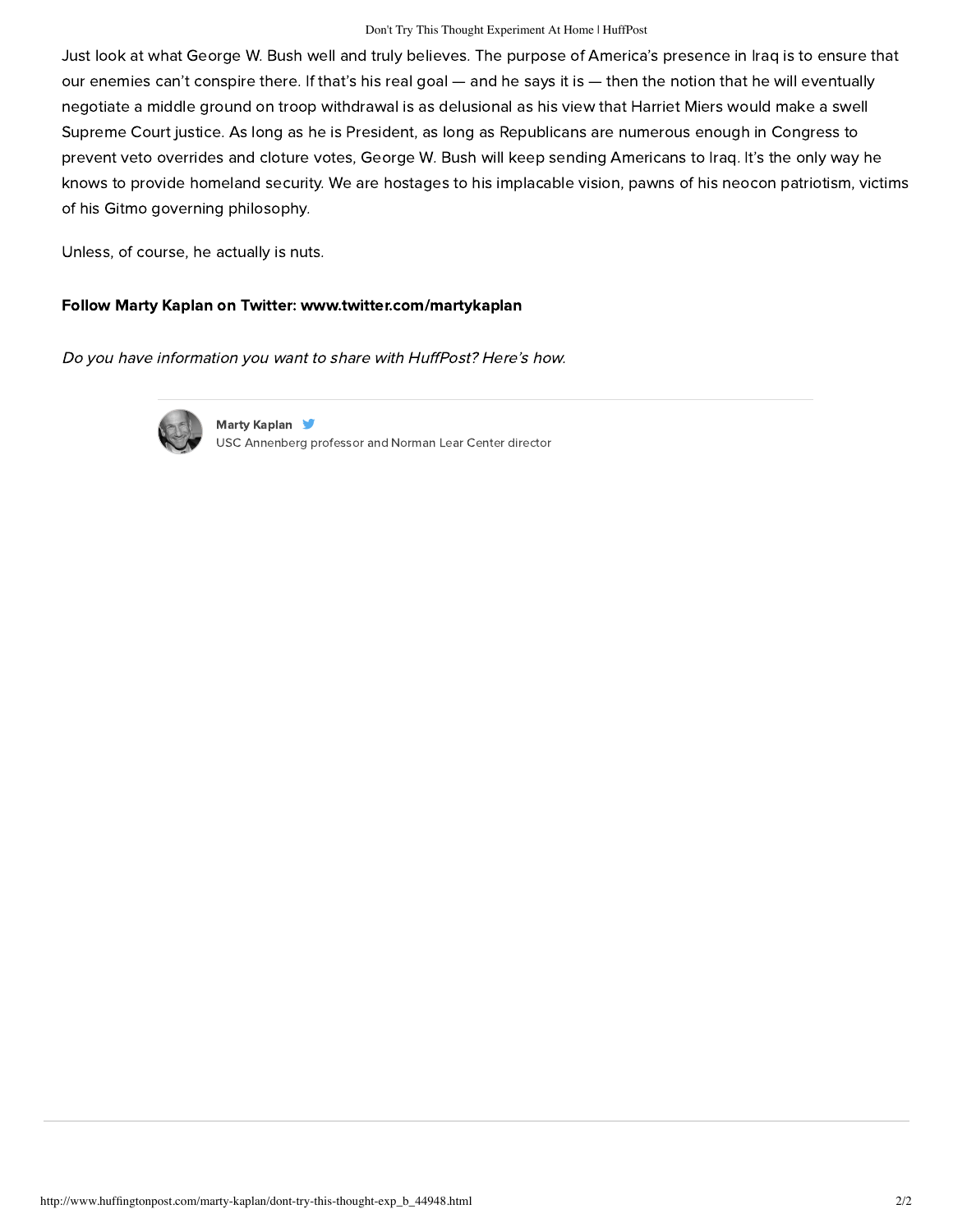Just look at what George W. Bush well and truly believes. The purpose of America's presence in Iraq is to ensure that our enemies can't conspire there. If that's his real goal — and he says it is — then the notion that he will eventually negotiate a middle ground on troop withdrawal is as delusional as his view that Harriet Miers would make a swell Supreme Court justice. As long as he is President, as long as Republicans are numerous enough in Congress to prevent veto overrides and cloture votes, George W. Bush will keep sending Americans to Iraq. It's the only way he knows to provide homeland security. We are hostages to his implacable vision, pawns of his neocon patriotism, victims of his Gitmo governing philosophy.

Unless, of course, he actually is nuts.

**Follow Marty Kaplan on Twitter: www.twitter.com/martykaplan**

*Do you have information you want to share with HuffPost? Here's how.*

**Marty Kaplan**
USC Annenberg professor and Norman Lear Center director